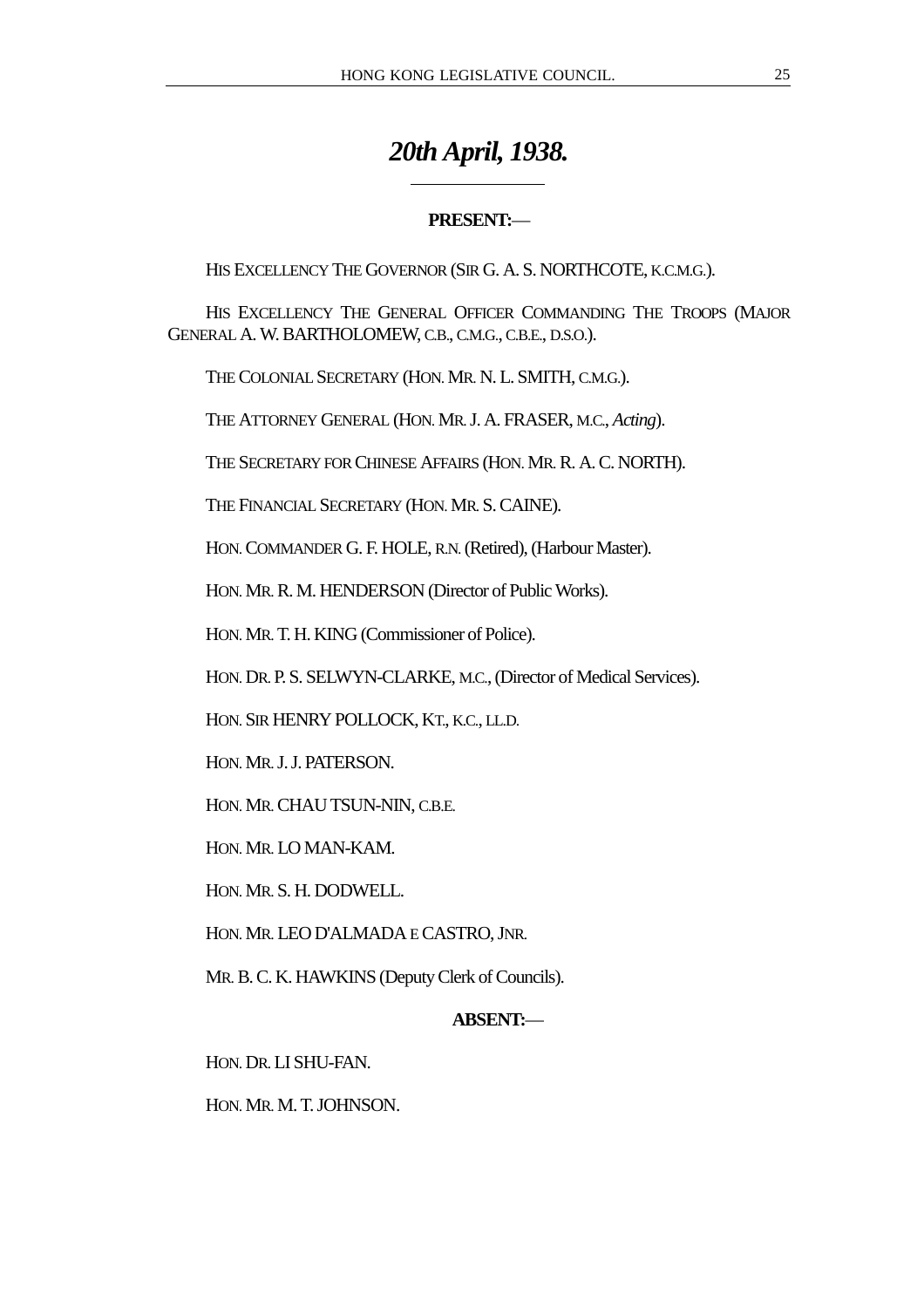# *20th April, 1938.*

**PRESENT:—**

HIS EXCELLENCY THE GOVERNOR (SIR G. A. S. NORTHCOTE, K.C.M.G.).

HIS EXCELLENCY THE GENERAL OFFICER COMMANDING THE TROOPS (MAJOR GENERAL A. W. BARTHOLOMEW, C.B., C.M.G., C.B.E., D.S.O.).

THE COLONIAL SECRETARY (HON. MR. N. L. SMITH, C.M.G.).

THE ATTORNEY GENERAL (HON. MR. J. A. FRASER, M.C., *Acting*).

THE SECRETARY FOR CHINESE AFFAIRS (HON. MR. R. A. C. NORTH).

THE FINANCIAL SECRETARY (HON. MR. S. CAINE).

HON. COMMANDER G. F. HOLE, R.N. (Retired), (Harbour Master).

HON. MR. R. M. HENDERSON (Director of Public Works).

HON. MR. T. H. KING (Commissioner of Police).

HON. DR. P. S. SELWYN-CLARKE, M.C., (Director of Medical Services).

HON. SIR HENRY POLLOCK, KT., K.C., LL.D.

HON. MR. J. J. PATERSON.

HON. MR. CHAU TSUN-NIN, C.B.E.

HON. MR. LO MAN-KAM.

HON. MR. S. H. DODWELL.

HON. MR. LEO D'ALMADA E CASTRO, JNR.

MR. B. C. K. HAWKINS (Deputy Clerk of Councils).

**ABSENT:—**

HON. DR. LI SHU-FAN.

HON. MR. M. T. JOHNSON.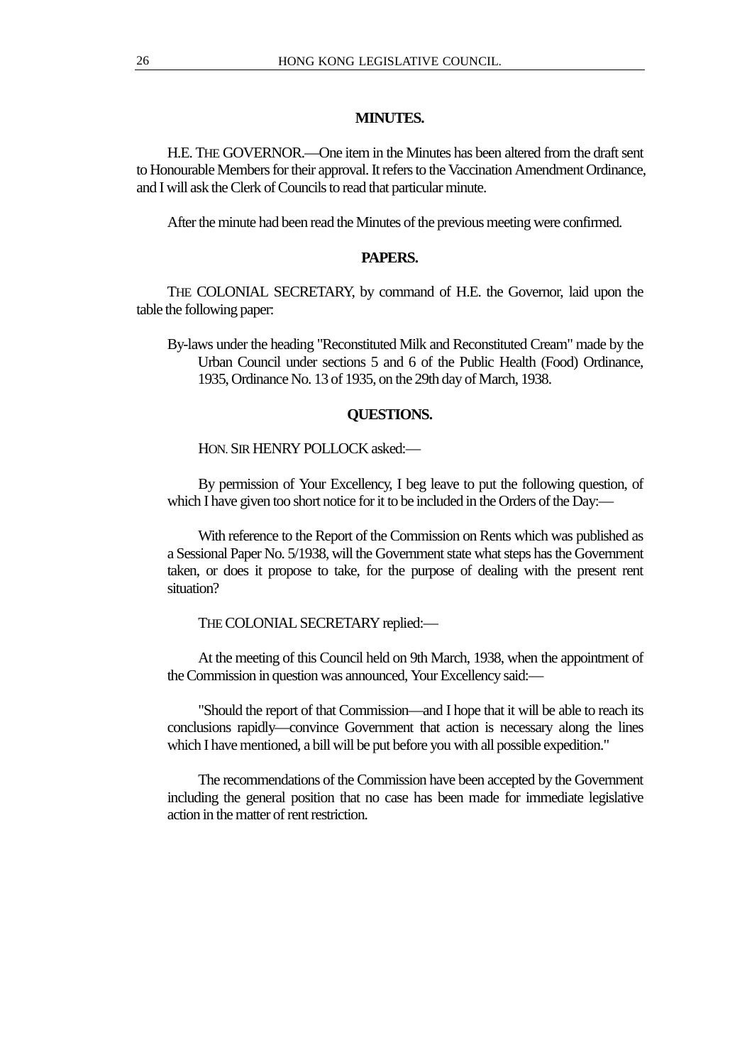## MINUTES.

H.E. THE GOVERNOR.—One item in the Minutes has been altered from the draft sent to Honourable Members for their approval. It refers to the Vaccination Amendment Ordinance, and I will ask the Clerk of Councils to read that particular minute.

After the minute had been read the Minutes of the previous meeting were confirmed.

## PAPERS.

THE COLONIAL SECRETARY, by command of H.E. the Governor, laid upon the table the following paper:

By-laws under the heading "Reconstituted Milk and Reconstituted Cream" made by the Urban Council under sections 5 and 6 of the Public Health (Food) Ordinance, 1935, Ordinance No. 13 of 1935, on the 29th day of March, 1938.

## QUESTIONS.

HON. SIR HENRY POLLOCK asked:—

By permission of Your Excellency, I beg leave to put the following question, of which I have given too short notice for it to be included in the Orders of the Day:—

With reference to the Report of the Commission on Rents which was published as a Sessional Paper No. 5/1938, will the Government state what steps has the Government taken, or does it propose to take, for the purpose of dealing with the present rent situation?

THE COLONIAL SECRETARY replied:—

At the meeting of this Council held on 9th March, 1938, when the appointment of the Commission in question was announced, Your Excellency said:—

"Should the report of that Commission—and I hope that it will be able to reach its conclusions rapidly—convince Government that action is necessary along the lines which I have mentioned, a bill will be put before you with all possible expedition."

The recommendations of the Commission have been accepted by the Government including the general position that no case has been made for immediate legislative action in the matter of rent restriction.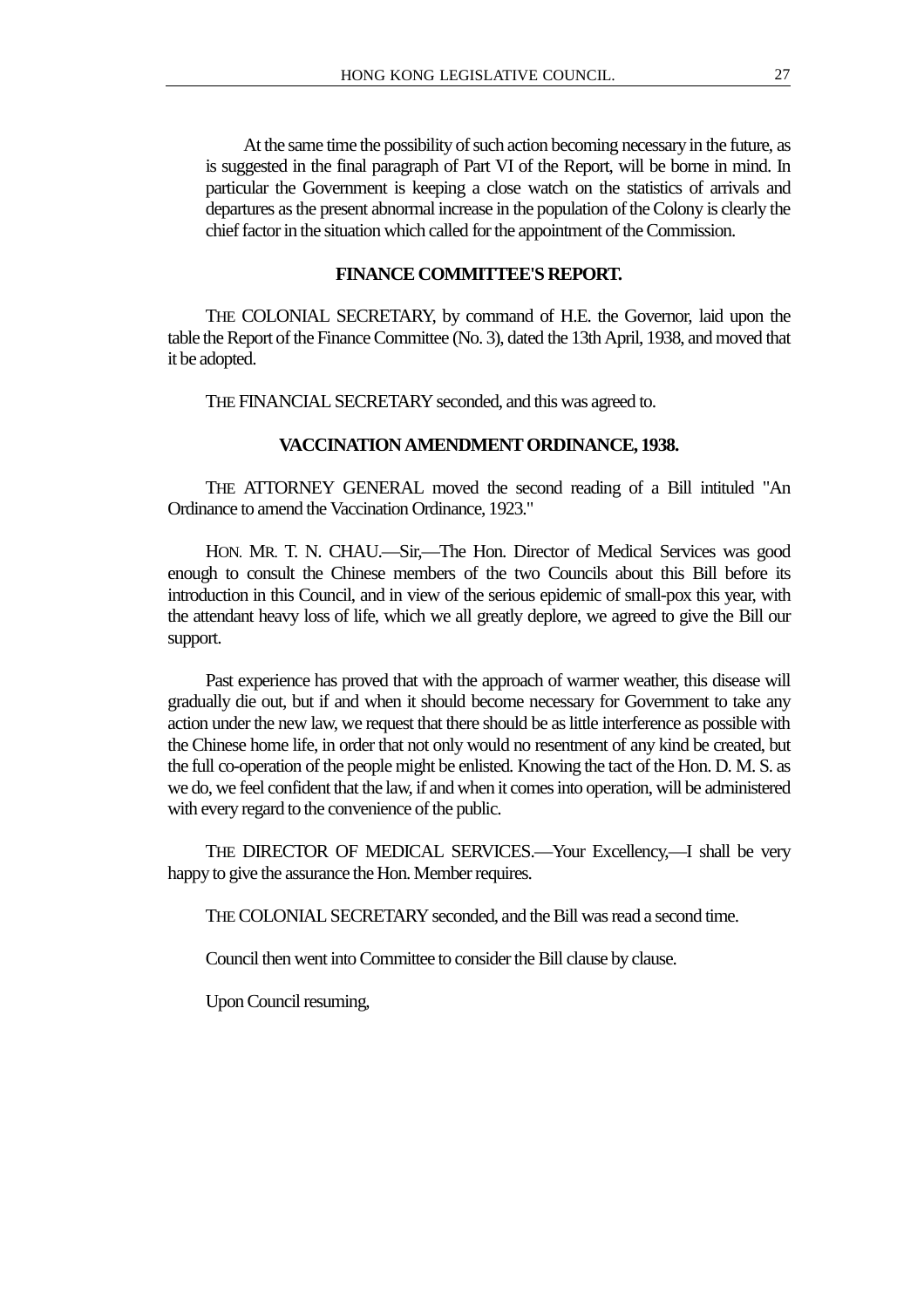At the same time the possibility of such action becoming necessary in the future, as is suggested in the final paragraph of Part VI of the Report, will be borne in mind. In particular the Government is keeping a close watch on the statistics of arrivals and departures as the present abnormal increase in the population of the Colony is clearly the chief factor in the situation which called for the appointment of the Commission.

## FINANCE COMMITTEE'S REPORT.

THE COLONIAL SECRETARY, by command of H.E. the Governor, laid upon the table the Report of the Finance Committee (No. 3), dated the 13th April, 1938, and moved that it be adopted.

THE FINANCIAL SECRETARY seconded, and this was agreed to.

## VACCINATION AMENDMENT ORDINANCE, 1938.

THE ATTORNEY GENERAL moved the second reading of a Bill intituled "An Ordinance to amend the Vaccination Ordinance, 1923."

HON. MR. T. N. CHAU.—Sir,—The Hon. Director of Medical Services was good enough to consult the Chinese members of the two Councils about this Bill before its introduction in this Council, and in view of the serious epidemic of small-pox this year, with the attendant heavy loss of life, which we all greatly deplore, we agreed to give the Bill our support.

Past experience has proved that with the approach of warmer weather, this disease will gradually die out, but if and when it should become necessary for Government to take any action under the new law, we request that there should be as little interference as possible with the Chinese home life, in order that not only would no resentment of any kind be created, but the full co-operation of the people might be enlisted. Knowing the tact of the Hon. D. M. S. as we do, we feel confident that the law, if and when it comes into operation, will be administered with every regard to the convenience of the public.

THE DIRECTOR OF MEDICAL SERVICES.—Your Excellency,—I shall be very happy to give the assurance the Hon. Member requires.

THE COLONIAL SECRETARY seconded, and the Bill was read a second time.

Council then went into Committee to consider the Bill clause by clause.

Upon Council resuming,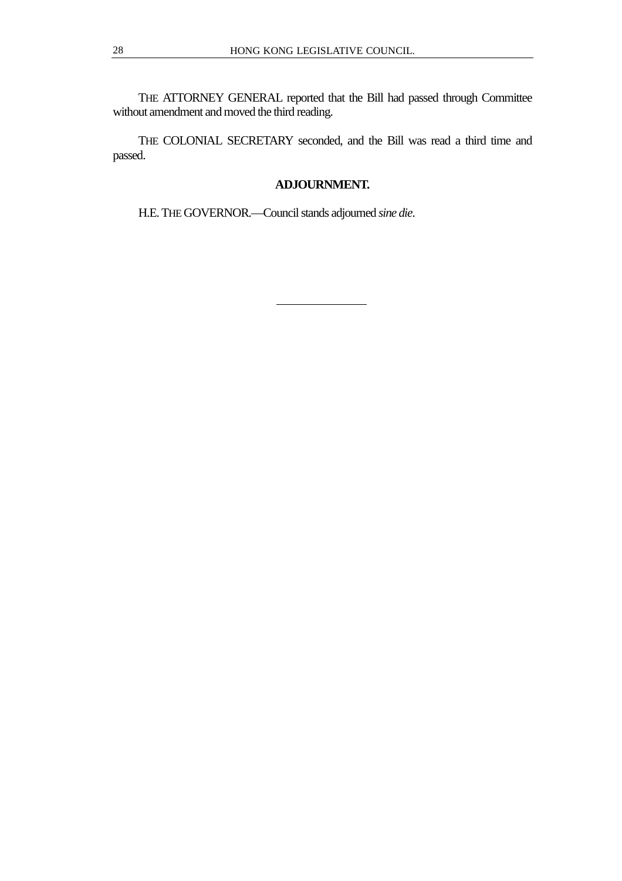THE ATTORNEY GENERAL reported that the Bill had passed through Committee without amendment and moved the third reading.

THE COLONIAL SECRETARY seconded, and the Bill was read a third time and passed.

## ADJOURNMENT.

H.E. THE GOVERNOR.—Council stands adjourned *sine die*.